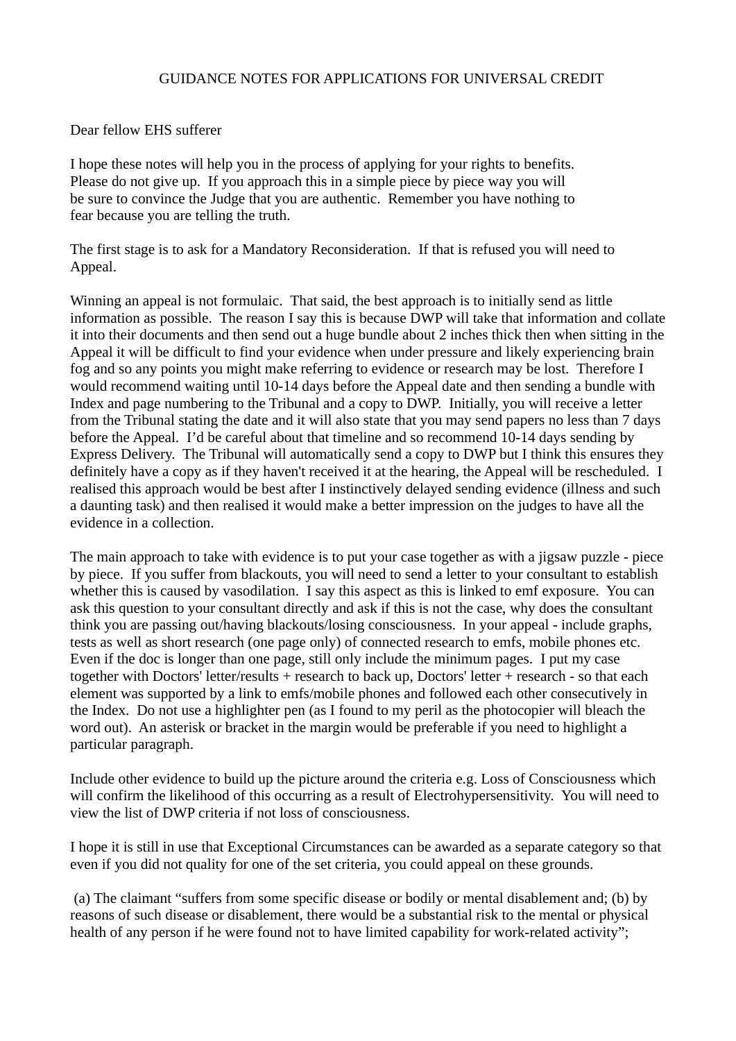# GUIDANCE NOTES FOR APPLICATIONS FOR UNIVERSAL CREDIT

Dear fellow EHS sufferer

I hope these notes will help you in the process of applying for your rights to benefits. Please do not give up. If you approach this in a simple piece by piece way you will be sure to convince the Judge that you are authentic. Remember you have nothing to fear because you are telling the truth.

The first stage is to ask for a Mandatory Reconsideration. If that is refused you will need to Appeal.

Winning an appeal is not formulaic. That said, the best approach is to initially send as little information as possible. The reason I say this is because DWP will take that information and collate it into their documents and then send out a huge bundle about 2 inches thick then when sitting in the Appeal it will be difficult to find your evidence when under pressure and likely experiencing brain fog and so any points you might make referring to evidence or research may be lost. Therefore I would recommend waiting until 10-14 days before the Appeal date and then sending a bundle with Index and page numbering to the Tribunal and a copy to DWP. Initially, you will receive a letter from the Tribunal stating the date and it will also state that you may send papers no less than 7 days before the Appeal. I'd be careful about that timeline and so recommend 10-14 days sending by Express Delivery. The Tribunal will automatically send a copy to DWP but I think this ensures they definitely have a copy as if they haven't received it at the hearing, the Appeal will be rescheduled. I realised this approach would be best after I instinctively delayed sending evidence (illness and such a daunting task) and then realised it would make a better impression on the judges to have all the evidence in a collection.

The main approach to take with evidence is to put your case together as with a jigsaw puzzle - piece by piece. If you suffer from blackouts, you will need to send a letter to your consultant to establish whether this is caused by vasodilation. I say this aspect as this is linked to emf exposure. You can ask this question to your consultant directly and ask if this is not the case, why does the consultant think you are passing out/having blackouts/losing consciousness. In your appeal - include graphs, tests as well as short research (one page only) of connected research to emfs, mobile phones etc. Even if the doc is longer than one page, still only include the minimum pages. I put my case together with Doctors' letter/results + research to back up, Doctors' letter + research - so that each element was supported by a link to emfs/mobile phones and followed each other consecutively in the Index. Do not use a highlighter pen (as I found to my peril as the photocopier will bleach the word out). An asterisk or bracket in the margin would be preferable if you need to highlight a particular paragraph.

Include other evidence to build up the picture around the criteria e.g. Loss of Consciousness which will confirm the likelihood of this occurring as a result of Electrohypersensitivity. You will need to view the list of DWP criteria if not loss of consciousness.

I hope it is still in use that Exceptional Circumstances can be awarded as a separate category so that even if you did not quality for one of the set criteria, you could appeal on these grounds.

(a) The claimant "suffers from some specific disease or bodily or mental disablement and; (b) by reasons of such disease or disablement, there would be a substantial risk to the mental or physical health of any person if he were found not to have limited capability for work-related activity";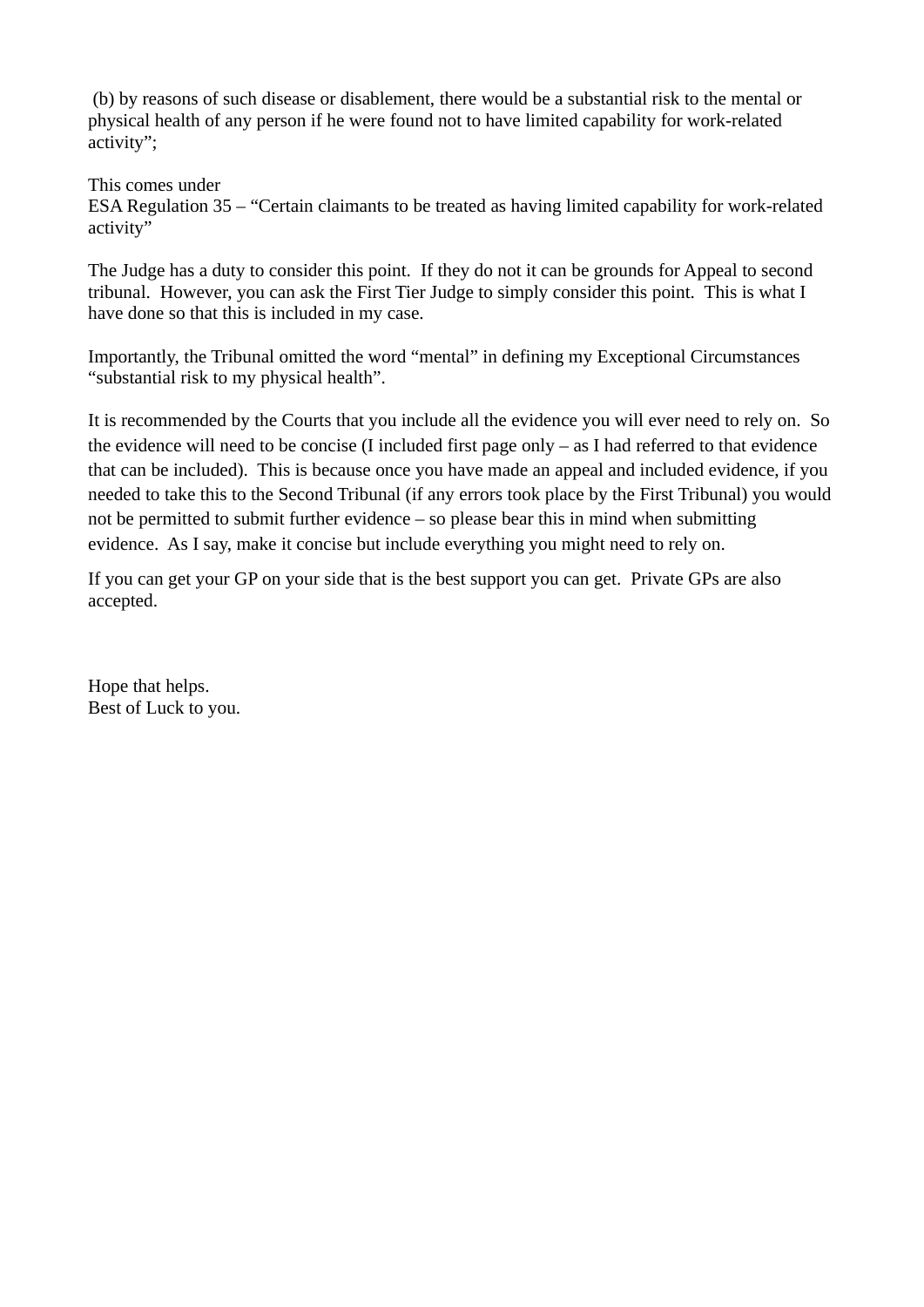(b) by reasons of such disease or disablement, there would be a substantial risk to the mental or physical health of any person if he were found not to have limited capability for work-related activity";

This comes under
ESA Regulation 35 – "Certain claimants to be treated as having limited capability for work-related activity"

The Judge has a duty to consider this point. If they do not it can be grounds for Appeal to second tribunal. However, you can ask the First Tier Judge to simply consider this point. This is what I have done so that this is included in my case.

Importantly, the Tribunal omitted the word "mental" in defining my Exceptional Circumstances "substantial risk to my physical health".

It is recommended by the Courts that you include all the evidence you will ever need to rely on. So the evidence will need to be concise (I included first page only – as I had referred to that evidence that can be included). This is because once you have made an appeal and included evidence, if you needed to take this to the Second Tribunal (if any errors took place by the First Tribunal) you would not be permitted to submit further evidence – so please bear this in mind when submitting evidence. As I say, make it concise but include everything you might need to rely on.

If you can get your GP on your side that is the best support you can get. Private GPs are also accepted.

Hope that helps.
Best of Luck to you.